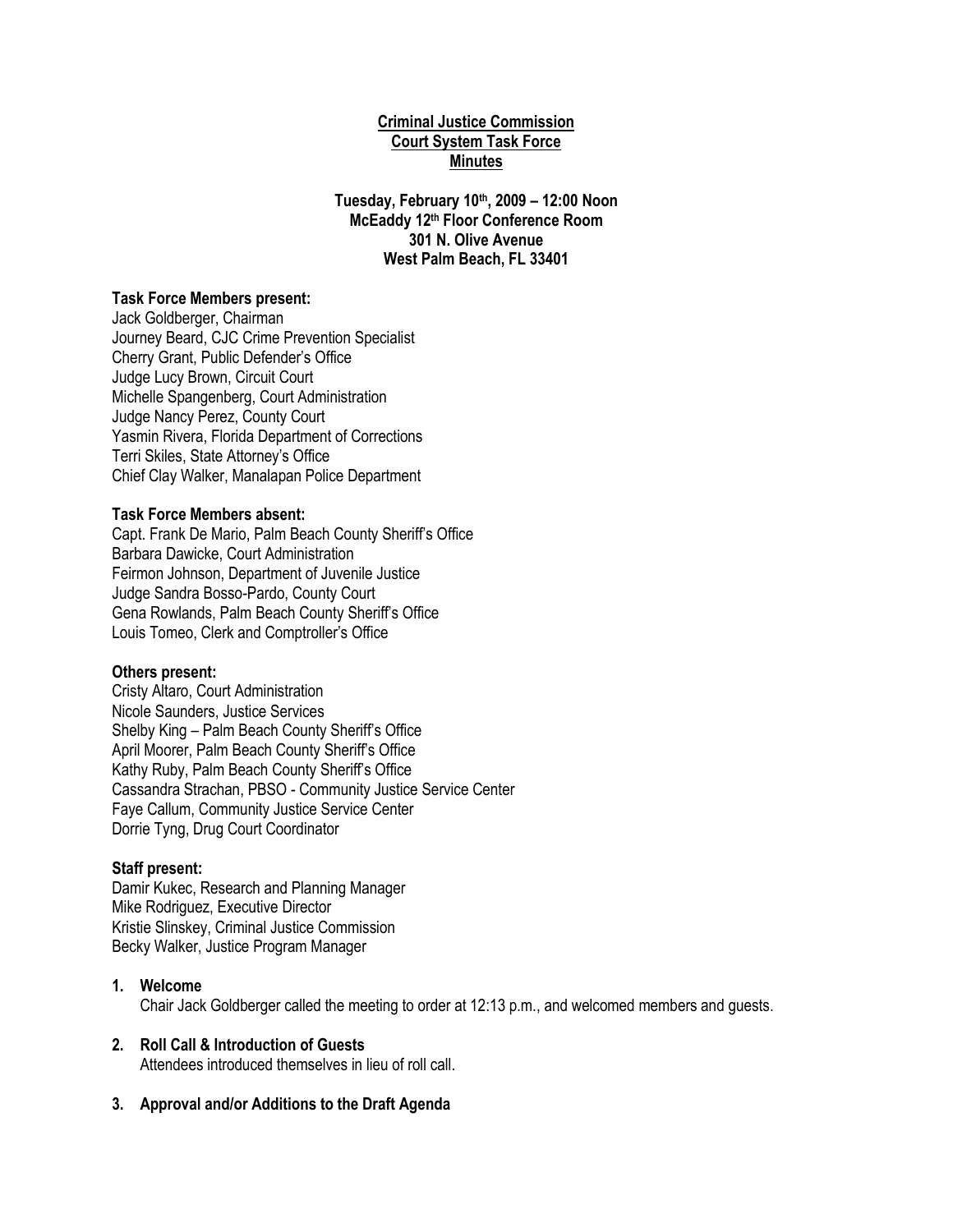**Criminal Justice Commission**
**Court System Task Force**
**Minutes**

**Tuesday, February 10th, 2009 – 12:00 Noon**
**McEaddy 12th Floor Conference Room**
**301 N. Olive Avenue**
**West Palm Beach, FL 33401**

**Task Force Members present:**
Jack Goldberger, Chairman
Journey Beard, CJC Crime Prevention Specialist
Cherry Grant, Public Defender's Office
Judge Lucy Brown, Circuit Court
Michelle Spangenberg, Court Administration
Judge Nancy Perez, County Court
Yasmin Rivera, Florida Department of Corrections
Terri Skiles, State Attorney's Office
Chief Clay Walker, Manalapan Police Department

**Task Force Members absent:**
Capt. Frank De Mario, Palm Beach County Sheriff's Office
Barbara Dawicke, Court Administration
Feirmon Johnson, Department of Juvenile Justice
Judge Sandra Bosso-Pardo, County Court
Gena Rowlands, Palm Beach County Sheriff's Office
Louis Tomeo, Clerk and Comptroller's Office

**Others present:**
Cristy Altaro, Court Administration
Nicole Saunders, Justice Services
Shelby King – Palm Beach County Sheriff's Office
April Moorer, Palm Beach County Sheriff's Office
Kathy Ruby, Palm Beach County Sheriff's Office
Cassandra Strachan, PBSO - Community Justice Service Center
Faye Callum, Community Justice Service Center
Dorrie Tyng, Drug Court Coordinator

**Staff present:**
Damir Kukec, Research and Planning Manager
Mike Rodriguez, Executive Director
Kristie Slinskey, Criminal Justice Commission
Becky Walker, Justice Program Manager

1. **Welcome**
   Chair Jack Goldberger called the meeting to order at 12:13 p.m., and welcomed members and guests.

2. **Roll Call & Introduction of Guests**
   Attendees introduced themselves in lieu of roll call.

3. **Approval and/or Additions to the Draft Agenda**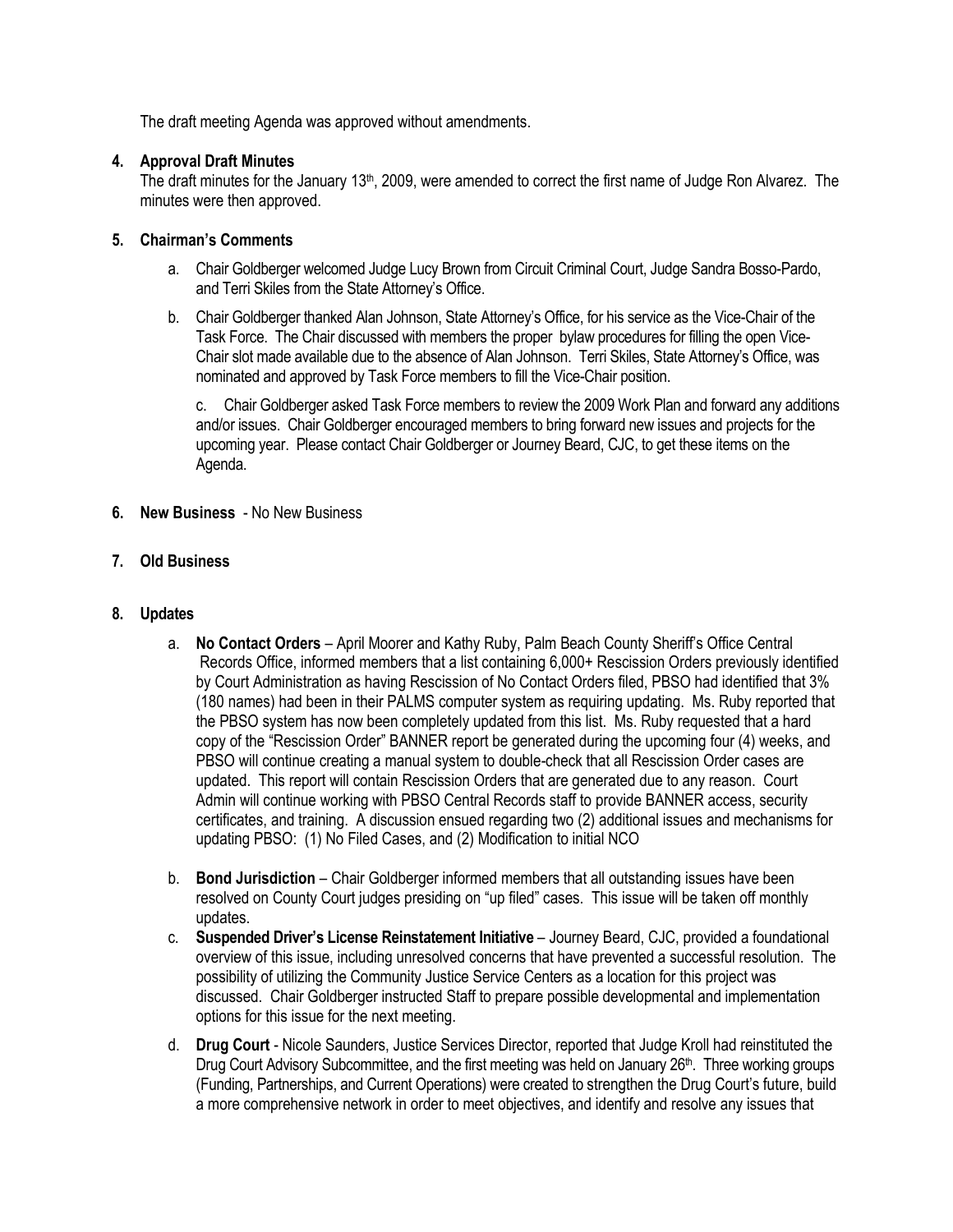The draft meeting Agenda was approved without amendments.

**4. Approval Draft Minutes**

The draft minutes for the January 13th, 2009, were amended to correct the first name of Judge Ron Alvarez. The minutes were then approved.

**5. Chairman's Comments**

a. Chair Goldberger welcomed Judge Lucy Brown from Circuit Criminal Court, Judge Sandra Bosso-Pardo, and Terri Skiles from the State Attorney's Office.

b. Chair Goldberger thanked Alan Johnson, State Attorney's Office, for his service as the Vice-Chair of the Task Force. The Chair discussed with members the proper bylaw procedures for filling the open Vice-Chair slot made available due to the absence of Alan Johnson. Terri Skiles, State Attorney's Office, was nominated and approved by Task Force members to fill the Vice-Chair position.

c. Chair Goldberger asked Task Force members to review the 2009 Work Plan and forward any additions and/or issues. Chair Goldberger encouraged members to bring forward new issues and projects for the upcoming year. Please contact Chair Goldberger or Journey Beard, CJC, to get these items on the Agenda.

**6. New Business** - No New Business

**7. Old Business**

**8. Updates**

a. **No Contact Orders** – April Moorer and Kathy Ruby, Palm Beach County Sheriff's Office Central Records Office, informed members that a list containing 6,000+ Rescission Orders previously identified by Court Administration as having Rescission of No Contact Orders filed, PBSO had identified that 3% (180 names) had been in their PALMS computer system as requiring updating. Ms. Ruby reported that the PBSO system has now been completely updated from this list. Ms. Ruby requested that a hard copy of the "Rescission Order" BANNER report be generated during the upcoming four (4) weeks, and PBSO will continue creating a manual system to double-check that all Rescission Order cases are updated. This report will contain Rescission Orders that are generated due to any reason. Court Admin will continue working with PBSO Central Records staff to provide BANNER access, security certificates, and training. A discussion ensued regarding two (2) additional issues and mechanisms for updating PBSO: (1) No Filed Cases, and (2) Modification to initial NCO

b. **Bond Jurisdiction** – Chair Goldberger informed members that all outstanding issues have been resolved on County Court judges presiding on "up filed" cases. This issue will be taken off monthly updates.

c. **Suspended Driver's License Reinstatement Initiative** – Journey Beard, CJC, provided a foundational overview of this issue, including unresolved concerns that have prevented a successful resolution. The possibility of utilizing the Community Justice Service Centers as a location for this project was discussed. Chair Goldberger instructed Staff to prepare possible developmental and implementation options for this issue for the next meeting.

d. **Drug Court** - Nicole Saunders, Justice Services Director, reported that Judge Kroll had reinstituted the Drug Court Advisory Subcommittee, and the first meeting was held on January 26th. Three working groups (Funding, Partnerships, and Current Operations) were created to strengthen the Drug Court's future, build a more comprehensive network in order to meet objectives, and identify and resolve any issues that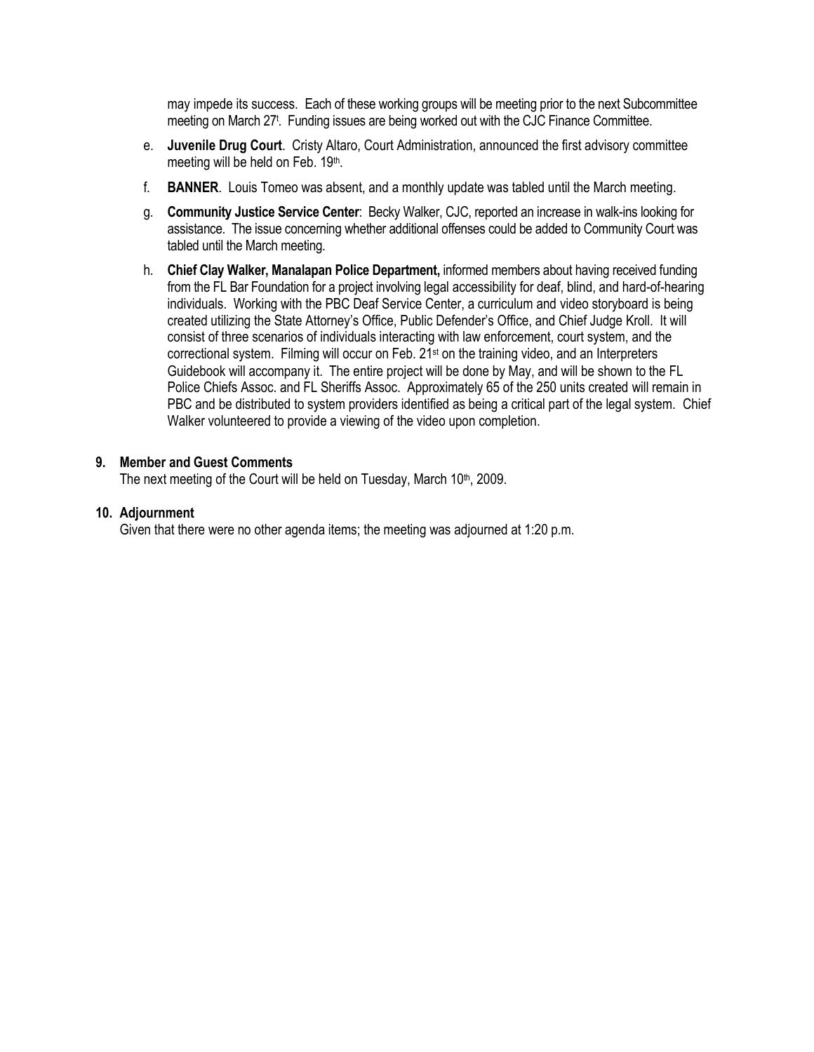may impede its success. Each of these working groups will be meeting prior to the next Subcommittee meeting on March 27t. Funding issues are being worked out with the CJC Finance Committee.

e. **Juvenile Drug Court**. Cristy Altaro, Court Administration, announced the first advisory committee meeting will be held on Feb. 19th.

f. **BANNER**. Louis Tomeo was absent, and a monthly update was tabled until the March meeting.

g. **Community Justice Service Center**: Becky Walker, CJC, reported an increase in walk-ins looking for assistance. The issue concerning whether additional offenses could be added to Community Court was tabled until the March meeting.

h. **Chief Clay Walker, Manalapan Police Department,** informed members about having received funding from the FL Bar Foundation for a project involving legal accessibility for deaf, blind, and hard-of-hearing individuals. Working with the PBC Deaf Service Center, a curriculum and video storyboard is being created utilizing the State Attorney's Office, Public Defender's Office, and Chief Judge Kroll. It will consist of three scenarios of individuals interacting with law enforcement, court system, and the correctional system. Filming will occur on Feb. 21st on the training video, and an Interpreters Guidebook will accompany it. The entire project will be done by May, and will be shown to the FL Police Chiefs Assoc. and FL Sheriffs Assoc. Approximately 65 of the 250 units created will remain in PBC and be distributed to system providers identified as being a critical part of the legal system. Chief Walker volunteered to provide a viewing of the video upon completion.

**9. Member and Guest Comments**

The next meeting of the Court will be held on Tuesday, March 10th, 2009.

**10. Adjournment**

Given that there were no other agenda items; the meeting was adjourned at 1:20 p.m.